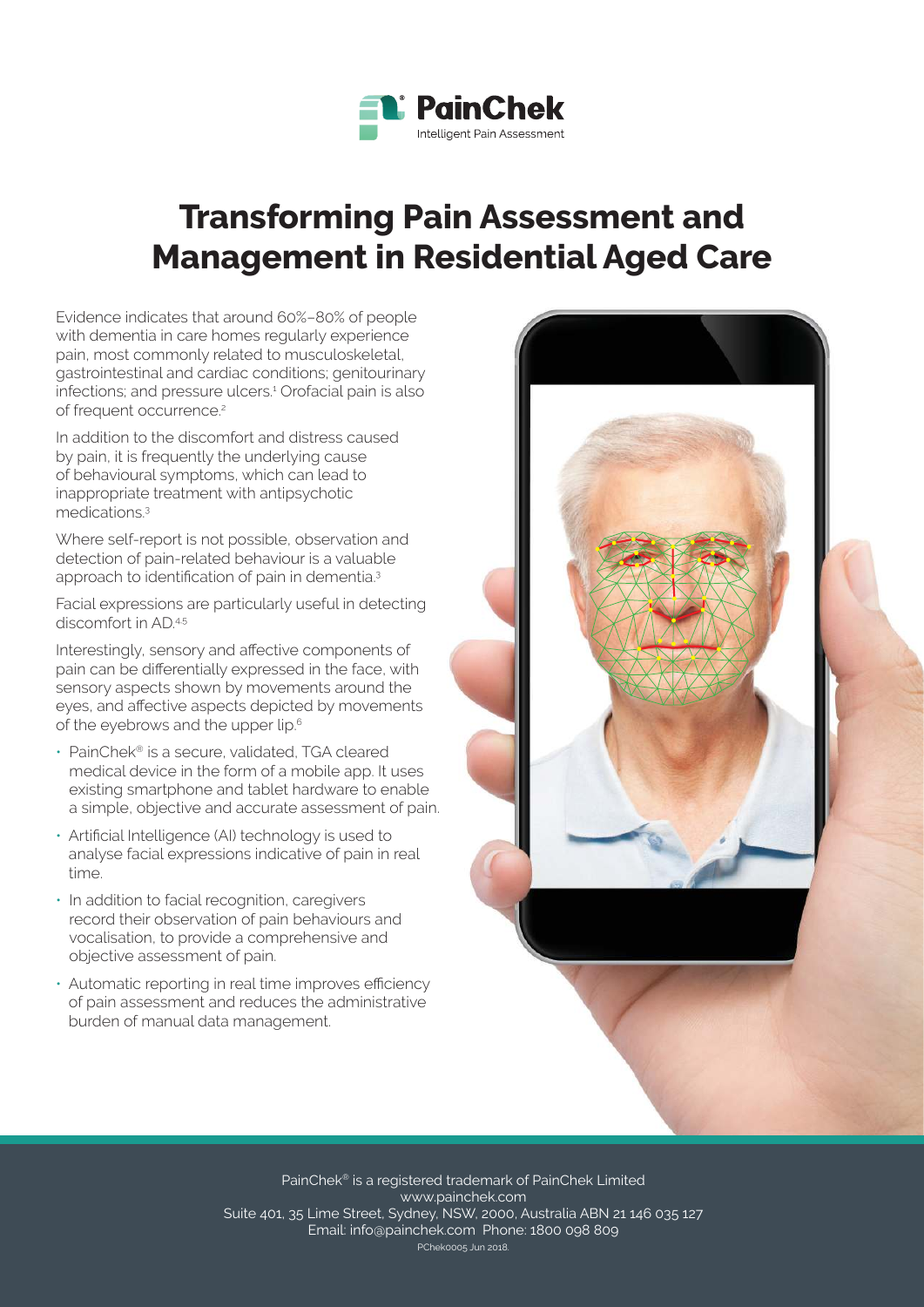PainChek®

Intelligent Pain Assessment

# Transforming Pain Assessment and Management in Residential Aged Care

Evidence indicates that around 60%–80% of people with dementia in care homes regularly experience pain, most commonly related to musculoskeletal, gastrointestinal and cardiac conditions; genitourinary infections; and pressure ulcers.[1] Orofacial pain is also of frequent occurrence.[2]

In addition to the discomfort and distress caused by pain, it is frequently the underlying cause of behavioural symptoms, which can lead to inappropriate treatment with antipsychotic medications.[3]

Where self-report is not possible, observation and detection of pain-related behaviour is a valuable approach to identification of pain in dementia.[3]

Facial expressions are particularly useful in detecting discomfort in AD.[4,5]

Interestingly, sensory and affective components of pain can be differentially expressed in the face, with sensory aspects shown by movements around the eyes, and affective aspects depicted by movements of the eyebrows and the upper lip.[6]

- PainChek® is a secure, validated, TGA cleared medical device in the form of a mobile app. It uses existing smartphone and tablet hardware to enable a simple, objective and accurate assessment of pain.
- Artificial Intelligence (AI) technology is used to analyse facial expressions indicative of pain in real time.
- In addition to facial recognition, caregivers record their observation of pain behaviours and vocalisation, to provide a comprehensive and objective assessment of pain.
- Automatic reporting in real time improves efficiency of pain assessment and reduces the administrative burden of manual data management.

PainChek® is a registered trademark of PainChek Limited
www.painchek.com
Suite 401, 35 Lime Street, Sydney, NSW, 2000, Australia ABN 21 146 035 127
Email: info@painchek.com Phone: 1800 098 809
PChek0005 Jun 2018.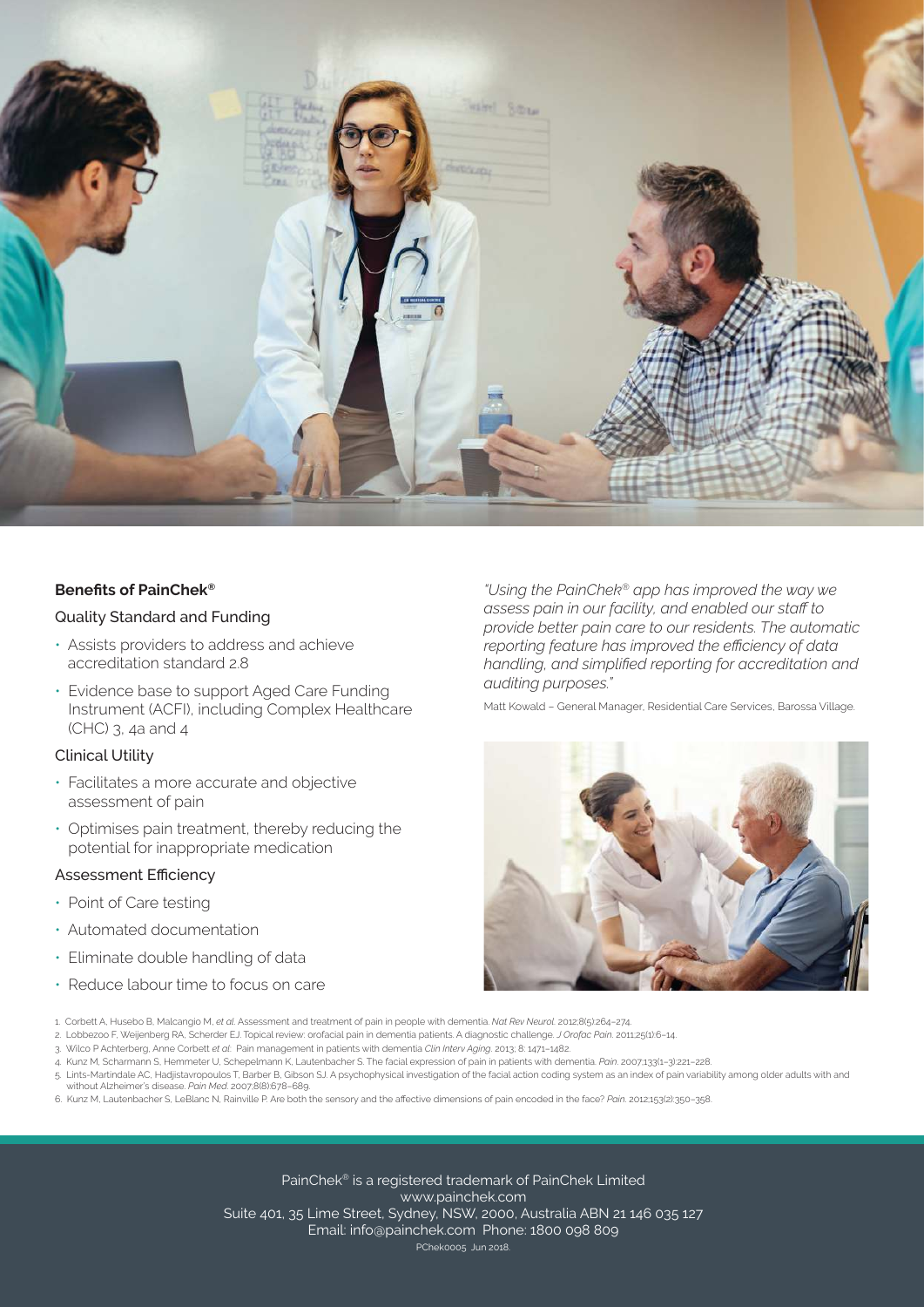## Benefits of PainChek®

### Quality Standard and Funding

- Assists providers to address and achieve accreditation standard 2.8
- Evidence base to support Aged Care Funding Instrument (ACFI), including Complex Healthcare (CHC) 3, 4a and 4

### Clinical Utility

- Facilitates a more accurate and objective assessment of pain
- Optimises pain treatment, thereby reducing the potential for inappropriate medication

### Assessment Efficiency

- Point of Care testing
- Automated documentation
- Eliminate double handling of data
- Reduce labour time to focus on care

*"Using the PainChek® app has improved the way we assess pain in our facility, and enabled our staff to provide better pain care to our residents. The automatic reporting feature has improved the efficiency of data handling, and simplified reporting for accreditation and auditing purposes."*

Matt Kowald – General Manager, Residential Care Services, Barossa Village.

1. Corbett A, Husebo B, Malcangio M, *et al.* Assessment and treatment of pain in people with dementia. *Nat Rev Neurol.* 2012;8(5):264–274.
2. Lobbezoo F, Weijenberg RA, Scherder EJ. Topical review: orofacial pain in dementia patients. A diagnostic challenge. *J Orofac Pain.* 2011;25(1):6–14.
3. Wilco P Achterberg, Anne Corbett *et al.* Pain management in patients with dementia *Clin Interv Aging.* 2013; 8: 1471–1482.
4. Kunz M, Scharmann S, Hemmeter U, Schepelmann K, Lautenbacher S. The facial expression of pain in patients with dementia. *Pain.* 2007;133(1–3):221–228.
5. Lints-Martindale AC, Hadjistavropoulos T, Barber B, Gibson SJ. A psychophysical investigation of the facial action coding system as an index of pain variability among older adults with and without Alzheimer's disease. *Pain Med.* 2007;8(8):678–689.
6. Kunz M, Lautenbacher S, LeBlanc N, Rainville P. Are both the sensory and the affective dimensions of pain encoded in the face? *Pain.* 2012;153(2):350–358.

PainChek® is a registered trademark of PainChek Limited
www.painchek.com
Suite 401, 35 Lime Street, Sydney, NSW, 2000, Australia ABN 21 146 035 127
Email: info@painchek.com Phone: 1800 098 809
PChek0005 Jun 2018.